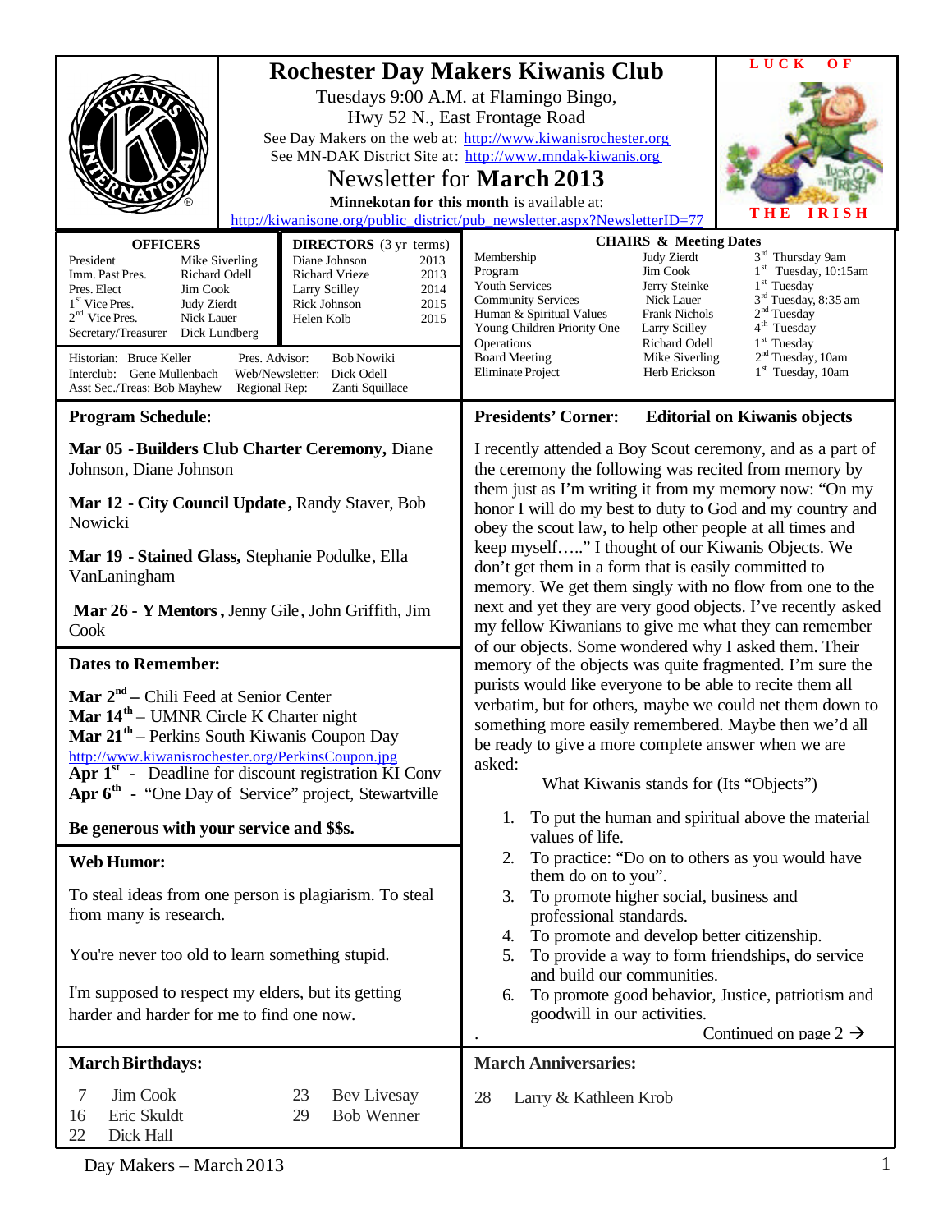# Rochester Day Makers Kiwanis Club

Tuesdays 9:00 A.M. at Flamingo Bingo,
Hwy 52 N., East Frontage Road

See Day Makers on the web at: http://www.kiwanisrochester.org
See MN-DAK District Site at: http://www.mndak-kiwanis.org

## Newsletter for **March 2013**

**Minnekotan for this month** is available at:
http://kiwanisone.org/public_district/pub_newsletter.aspx?NewsletterID=77

LUCK OF THE IRISH

| OFFICERS | | DIRECTORS (3 yr terms) | |
|---|---|---|---|
| President | Mike Siverling | Diane Johnson | 2013 |
| Imm. Past Pres. | Richard Odell | Richard Vrieze | 2013 |
| Pres. Elect | Jim Cook | Larry Scilley | 2014 |
| 1st Vice Pres. | Judy Zierdt | Rick Johnson | 2015 |
| 2nd Vice Pres. | Nick Lauer | Helen Kolb | 2015 |
| Secretary/Treasurer | Dick Lundberg | | |

Historian: Bruce Keller — Pres. Advisor: Bob Nowiki
Interclub: Gene Mullenbach — Web/Newsletter: Dick Odell
Asst Sec./Treas: Bob Mayhew — Regional Rep: Zanti Squillace

| CHAIRS & Meeting Dates | | |
|---|---|---|
| Membership | Judy Zierdt | 3rd Thursday 9am |
| Program | Jim Cook | 1st Tuesday, 10:15am |
| Youth Services | Jerry Steinke | 1st Tuesday |
| Community Services | Nick Lauer | 3rd Tuesday, 8:35 am |
| Human & Spiritual Values | Frank Nichols | 2nd Tuesday |
| Young Children Priority One | Larry Scilley | 4th Tuesday |
| Operations | Richard Odell | 1st Tuesday |
| Board Meeting | Mike Siverling | 2nd Tuesday, 10am |
| Eliminate Project | Herb Erickson | 1st Tuesday, 10am |

### Program Schedule:

**Mar 05 - Builders Club Charter Ceremony,** Diane Johnson, Diane Johnson

**Mar 12 - City Council Update ,** Randy Staver, Bob Nowicki

**Mar 19 - Stained Glass,** Stephanie Podulke, Ella VanLaningham

**Mar 26 - Y Mentors ,** Jenny Gile, John Griffith, Jim Cook

### Dates to Remember:

**Mar 2nd** – Chili Feed at Senior Center
**Mar 14th** – UMNR Circle K Charter night
**Mar 21th** – Perkins South Kiwanis Coupon Day
http://www.kiwanisrochester.org/PerkinsCoupon.jpg
**Apr 1st** - Deadline for discount registration KI Conv
**Apr 6th** - "One Day of Service" project, Stewartville

**Be generous with your service and $$s.**

### Web Humor:

To steal ideas from one person is plagiarism. To steal from many is research.

You're never too old to learn something stupid.

I'm supposed to respect my elders, but its getting harder and harder for me to find one now.

### Presidents' Corner: Editorial on Kiwanis objects

I recently attended a Boy Scout ceremony, and as a part of the ceremony the following was recited from memory by them just as I'm writing it from my memory now: "On my honor I will do my best to duty to God and my country and obey the scout law, to help other people at all times and keep myself….." I thought of our Kiwanis Objects. We don't get them in a form that is easily committed to memory. We get them singly with no flow from one to the next and yet they are very good objects. I've recently asked my fellow Kiwanians to give me what they can remember of our objects. Some wondered why I asked them. Their memory of the objects was quite fragmented. I'm sure the purists would like everyone to be able to recite them all verbatim, but for others, maybe we could net them down to something more easily remembered. Maybe then we'd all be ready to give a more complete answer when we are asked:

What Kiwanis stands for (Its "Objects")

1. To put the human and spiritual above the material values of life.
2. To practice: "Do on to others as you would have them do on to you".
3. To promote higher social, business and professional standards.
4. To promote and develop better citizenship.
5. To provide a way to form friendships, do service and build our communities.
6. To promote good behavior, Justice, patriotism and goodwill in our activities.

Continued on page 2 →

### March Birthdays:

| | | | |
|---|---|---|---|
| 7 | Jim Cook | 23 | Bev Livesay |
| 16 | Eric Skuldt | 29 | Bob Wenner |
| 22 | Dick Hall | | |

### March Anniversaries:

28 Larry & Kathleen Krob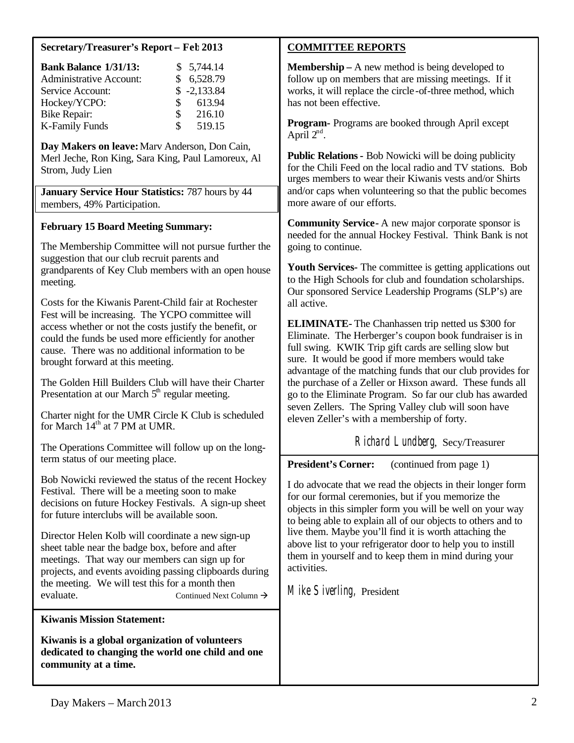### Secretary/Treasurer's Report – Feb 2013

| | |
|---|---|
| **Bank Balance 1/31/13:** | $ 5,744.14 |
| Administrative Account: | $ 6,528.79 |
| Service Account: | $ -2,133.84 |
| Hockey/YCPO: | $ 613.94 |
| Bike Repair: | $ 216.10 |
| K-Family Funds | $ 519.15 |

**Day Makers on leave:** Marv Anderson, Don Cain, Merl Jeche, Ron King, Sara King, Paul Lamoreux, Al Strom, Judy Lien

**January Service Hour Statistics:** 787 hours by 44 members, 49% Participation.

### February 15 Board Meeting Summary:

The Membership Committee will not pursue further the suggestion that our club recruit parents and grandparents of Key Club members with an open house meeting.

Costs for the Kiwanis Parent-Child fair at Rochester Fest will be increasing. The YCPO committee will access whether or not the costs justify the benefit, or could the funds be used more efficiently for another cause. There was no additional information to be brought forward at this meeting.

The Golden Hill Builders Club will have their Charter Presentation at our March 5th regular meeting.

Charter night for the UMR Circle K Club is scheduled for March 14th at 7 PM at UMR.

The Operations Committee will follow up on the long-term status of our meeting place.

Bob Nowicki reviewed the status of the recent Hockey Festival. There will be a meeting soon to make decisions on future Hockey Festivals. A sign-up sheet for future interclubs will be available soon.

Director Helen Kolb will coordinate a new sign-up sheet table near the badge box, before and after meetings. That way our members can sign up for projects, and events avoiding passing clipboards during the meeting. We will test this for a month then evaluate. Continued Next Column →

### COMMITTEE REPORTS

**Membership –** A new method is being developed to follow up on members that are missing meetings. If it works, it will replace the circle-of-three method, which has not been effective.

**Program-** Programs are booked through April except April 2nd.

**Public Relations -** Bob Nowicki will be doing publicity for the Chili Feed on the local radio and TV stations. Bob urges members to wear their Kiwanis vests and/or Shirts and/or caps when volunteering so that the public becomes more aware of our efforts.

**Community Service -** A new major corporate sponsor is needed for the annual Hockey Festival. Think Bank is not going to continue.

**Youth Services-** The committee is getting applications out to the High Schools for club and foundation scholarships. Our sponsored Service Leadership Programs (SLP's) are all active.

**ELIMINATE-** The Chanhassen trip netted us $300 for Eliminate. The Herberger's coupon book fundraiser is in full swing. KWIK Trip gift cards are selling slow but sure. It would be good if more members would take advantage of the matching funds that our club provides for the purchase of a Zeller or Hixson award. These funds all go to the Eliminate Program. So far our club has awarded seven Zellers. The Spring Valley club will soon have eleven Zeller's with a membership of forty.

*Richard Lundberg*, Secy/Treasurer

### Kiwanis Mission Statement:

**Kiwanis is a global organization of volunteers dedicated to changing the world one child and one community at a time.**

### President's Corner: (continued from page 1)

I do advocate that we read the objects in their longer form for our formal ceremonies, but if you memorize the objects in this simpler form you will be well on your way to being able to explain all of our objects to others and to live them. Maybe you'll find it is worth attaching the above list to your refrigerator door to help you to instill them in yourself and to keep them in mind during your activities.

*Mike Siverling*, President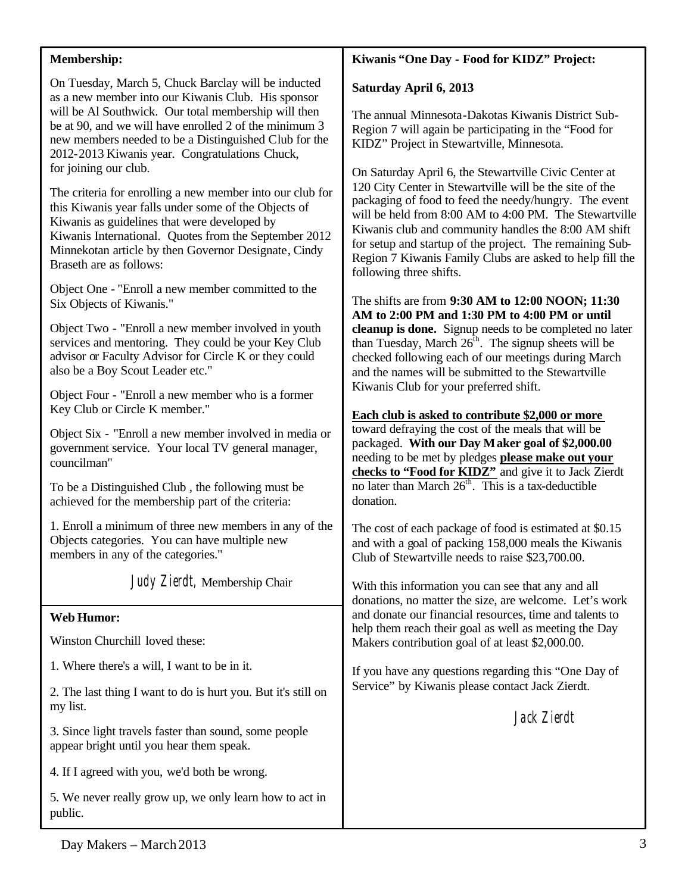## Membership:

On Tuesday, March 5, Chuck Barclay will be inducted as a new member into our Kiwanis Club. His sponsor will be Al Southwick. Our total membership will then be at 90, and we will have enrolled 2 of the minimum 3 new members needed to be a Distinguished Club for the 2012-2013 Kiwanis year. Congratulations Chuck, for joining our club.

The criteria for enrolling a new member into our club for this Kiwanis year falls under some of the Objects of Kiwanis as guidelines that were developed by Kiwanis International. Quotes from the September 2012 Minnekotan article by then Governor Designate, Cindy Braseth are as follows:

Object One - "Enroll a new member committed to the Six Objects of Kiwanis."

Object Two - "Enroll a new member involved in youth services and mentoring. They could be your Key Club advisor or Faculty Advisor for Circle K or they could also be a Boy Scout Leader etc."

Object Four - "Enroll a new member who is a former Key Club or Circle K member."

Object Six - "Enroll a new member involved in media or government service. Your local TV general manager, councilman"

To be a Distinguished Club , the following must be achieved for the membership part of the criteria:

1. Enroll a minimum of three new members in any of the Objects categories. You can have multiple new members in any of the categories."

*Judy Zierdt,* Membership Chair

## Web Humor:

Winston Churchill loved these:

1. Where there's a will, I want to be in it.

2. The last thing I want to do is hurt you. But it's still on my list.

3. Since light travels faster than sound, some people appear bright until you hear them speak.

4. If I agreed with you, we'd both be wrong.

5. We never really grow up, we only learn how to act in public.

## Kiwanis "One Day - Food for KIDZ" Project:

**Saturday April 6, 2013**

The annual Minnesota-Dakotas Kiwanis District Sub-Region 7 will again be participating in the "Food for KIDZ" Project in Stewartville, Minnesota.

On Saturday April 6, the Stewartville Civic Center at 120 City Center in Stewartville will be the site of the packaging of food to feed the needy/hungry. The event will be held from 8:00 AM to 4:00 PM. The Stewartville Kiwanis club and community handles the 8:00 AM shift for setup and startup of the project. The remaining Sub-Region 7 Kiwanis Family Clubs are asked to help fill the following three shifts.

The shifts are from **9:30 AM to 12:00 NOON; 11:30 AM to 2:00 PM and 1:30 PM to 4:00 PM or until cleanup is done.** Signup needs to be completed no later than Tuesday, March 26th. The signup sheets will be checked following each of our meetings during March and the names will be submitted to the Stewartville Kiwanis Club for your preferred shift.

**Each club is asked to contribute $2,000 or more** toward defraying the cost of the meals that will be packaged. **With our Day Maker goal of $2,000.00** needing to be met by pledges **please make out your checks to "Food for KIDZ"** and give it to Jack Zierdt no later than March 26th. This is a tax-deductible donation.

The cost of each package of food is estimated at $0.15 and with a goal of packing 158,000 meals the Kiwanis Club of Stewartville needs to raise $23,700.00.

With this information you can see that any and all donations, no matter the size, are welcome. Let's work and donate our financial resources, time and talents to help them reach their goal as well as meeting the Day Makers contribution goal of at least $2,000.00.

If you have any questions regarding this "One Day of Service" by Kiwanis please contact Jack Zierdt.

*Jack Zierdt*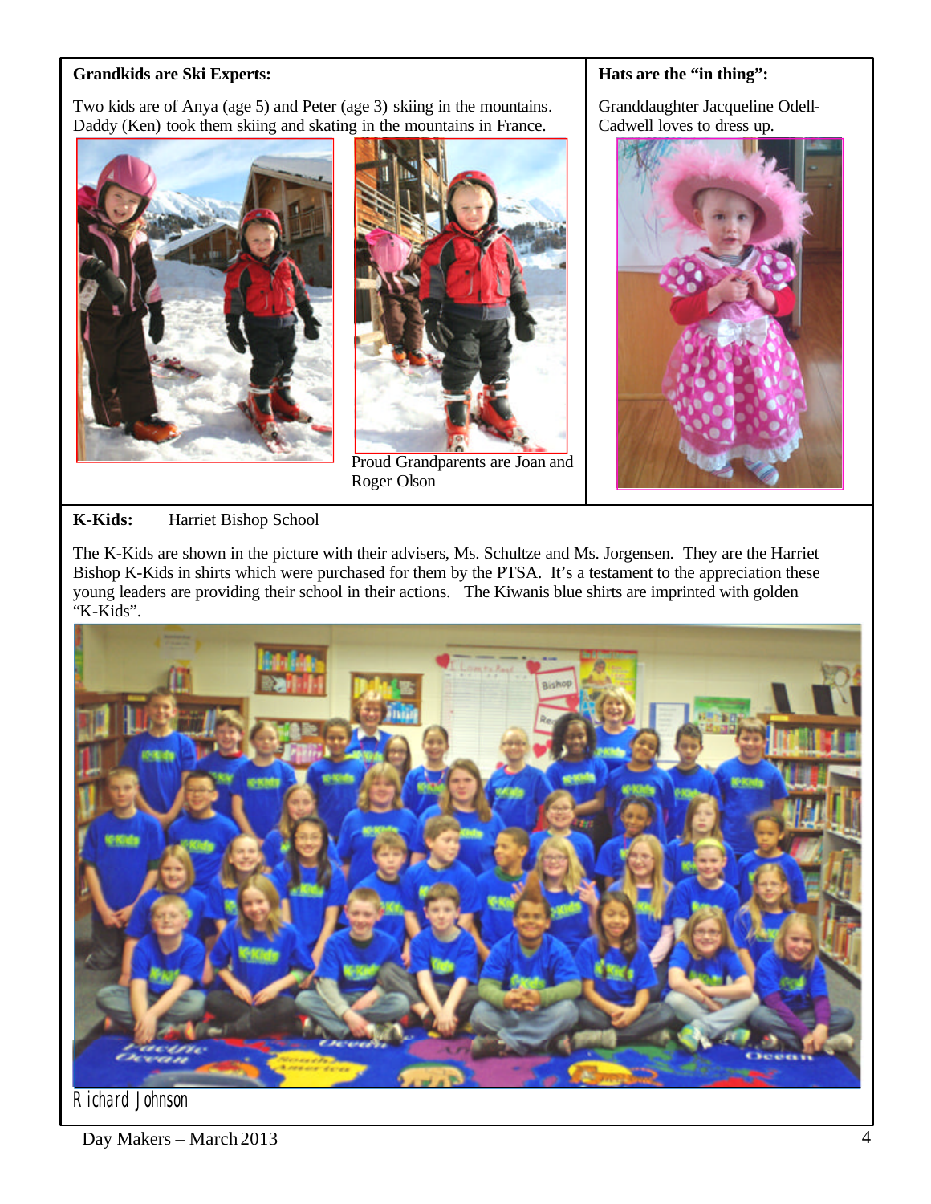**Grandkids are Ski Experts:**

Two kids are of Anya (age 5) and Peter (age 3) skiing in the mountains. Daddy (Ken) took them skiing and skating in the mountains in France.

Proud Grandparents are Joan and Roger Olson

**Hats are the "in thing":**

Granddaughter Jacqueline Odell-Cadwell loves to dress up.

**K-Kids:** Harriet Bishop School

The K-Kids are shown in the picture with their advisers, Ms. Schultze and Ms. Jorgensen. They are the Harriet Bishop K-Kids in shirts which were purchased for them by the PTSA. It's a testament to the appreciation these young leaders are providing their school in their actions. The Kiwanis blue shirts are imprinted with golden "K-Kids".

Richard Johnson

Day Makers – March 2013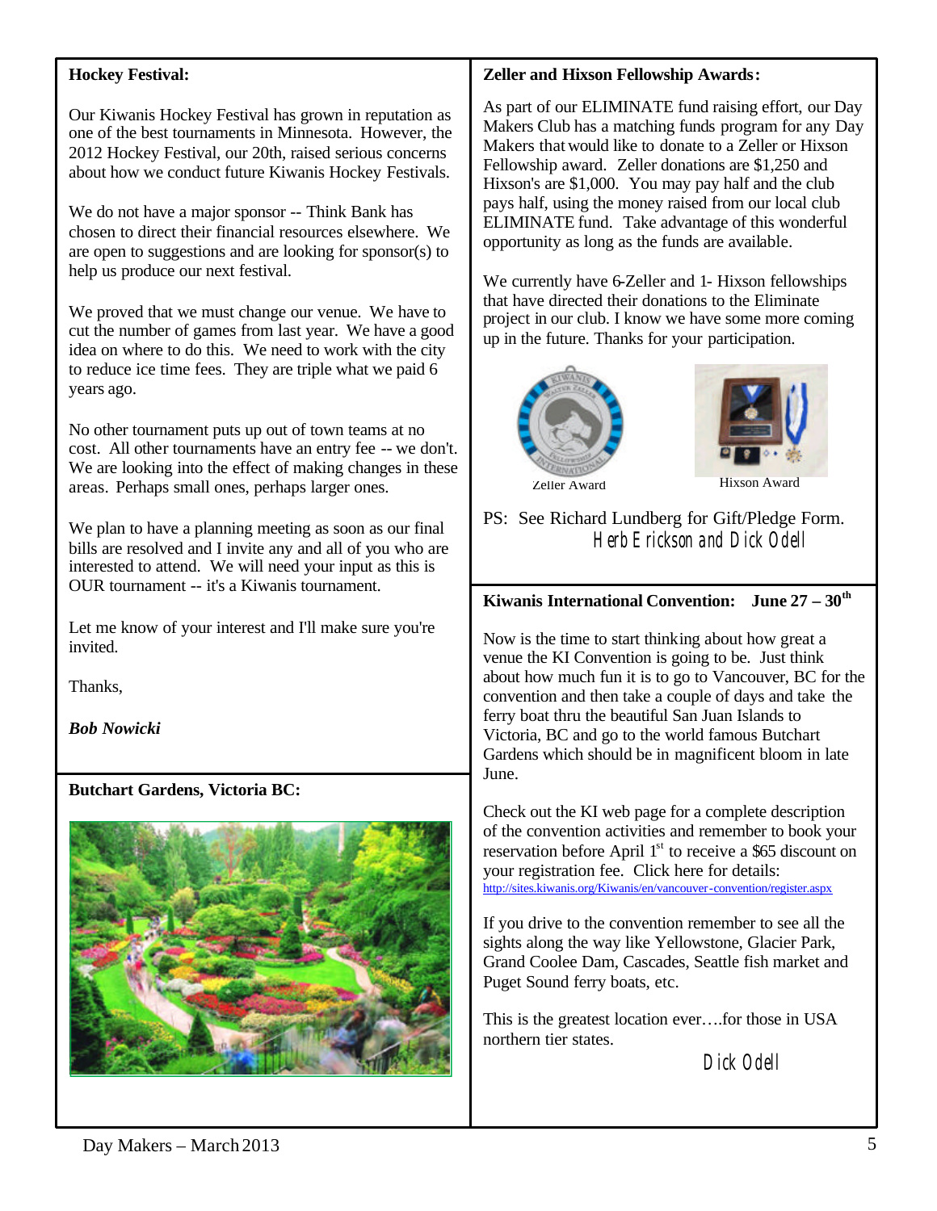## Hockey Festival:

Our Kiwanis Hockey Festival has grown in reputation as one of the best tournaments in Minnesota. However, the 2012 Hockey Festival, our 20th, raised serious concerns about how we conduct future Kiwanis Hockey Festivals.

We do not have a major sponsor -- Think Bank has chosen to direct their financial resources elsewhere. We are open to suggestions and are looking for sponsor(s) to help us produce our next festival.

We proved that we must change our venue. We have to cut the number of games from last year. We have a good idea on where to do this. We need to work with the city to reduce ice time fees. They are triple what we paid 6 years ago.

No other tournament puts up out of town teams at no cost. All other tournaments have an entry fee -- we don't. We are looking into the effect of making changes in these areas. Perhaps small ones, perhaps larger ones.

We plan to have a planning meeting as soon as our final bills are resolved and I invite any and all of you who are interested to attend. We will need your input as this is OUR tournament -- it's a Kiwanis tournament.

Let me know of your interest and I'll make sure you're invited.

Thanks,

***Bob Nowicki***

## Butchart Gardens, Victoria BC:

## Zeller and Hixson Fellowship Awards:

As part of our ELIMINATE fund raising effort, our Day Makers Club has a matching funds program for any Day Makers that would like to donate to a Zeller or Hixson Fellowship award. Zeller donations are $1,250 and Hixson's are $1,000. You may pay half and the club pays half, using the money raised from our local club ELIMINATE fund. Take advantage of this wonderful opportunity as long as the funds are available.

We currently have 6-Zeller and 1- Hixson fellowships that have directed their donations to the Eliminate project in our club. I know we have some more coming up in the future. Thanks for your participation.

Zeller Award

Hixson Award

PS: See Richard Lundberg for Gift/Pledge Form.

Herb Erickson and Dick Odell

## Kiwanis International Convention: June 27 – 30th

Now is the time to start thinking about how great a venue the KI Convention is going to be. Just think about how much fun it is to go to Vancouver, BC for the convention and then take a couple of days and take the ferry boat thru the beautiful San Juan Islands to Victoria, BC and go to the world famous Butchart Gardens which should be in magnificent bloom in late June.

Check out the KI web page for a complete description of the convention activities and remember to book your reservation before April 1st to receive a $65 discount on your registration fee. Click here for details: http://sites.kiwanis.org/Kiwanis/en/vancouver-convention/register.aspx

If you drive to the convention remember to see all the sights along the way like Yellowstone, Glacier Park, Grand Coolee Dam, Cascades, Seattle fish market and Puget Sound ferry boats, etc.

This is the greatest location ever….for those in USA northern tier states.

Dick Odell